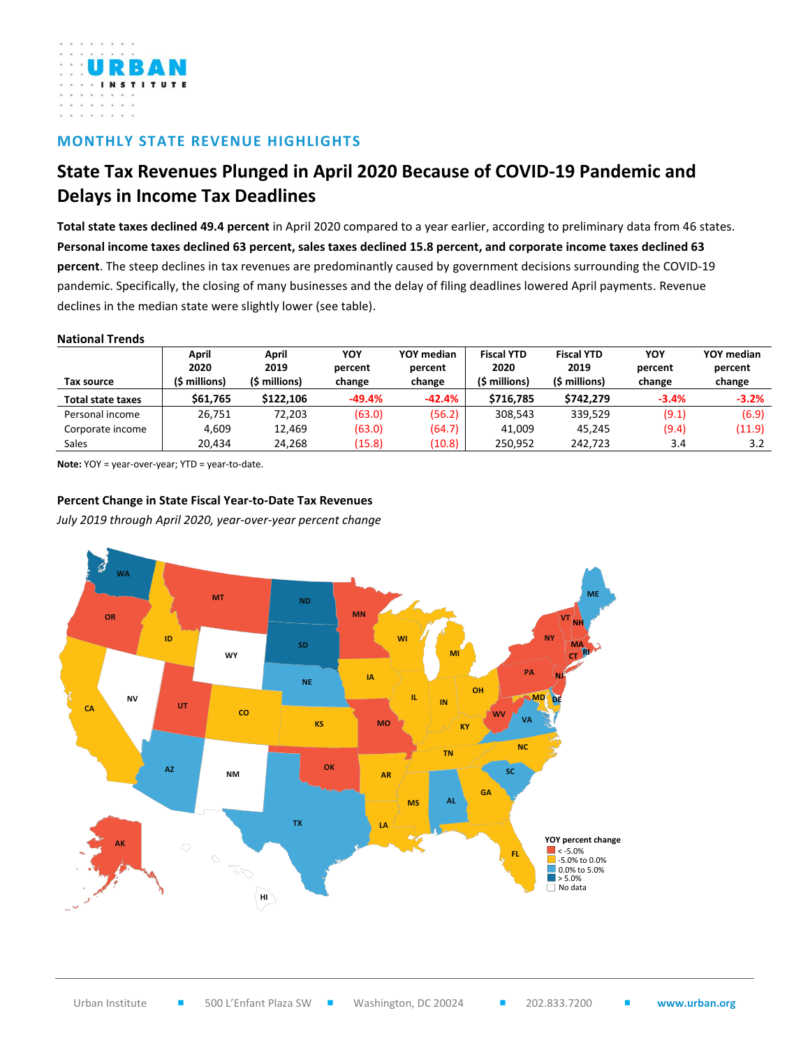MONTHLY STATE REVENUE HIGHLIGHTS

# State Tax Revenues Plunged in April 2020 Because of COVID-19 Pandemic and Delays in Income Tax Deadlines

**Total state taxes declined 49.4 percent** in April 2020 compared to a year earlier, according to preliminary data from 46 states. **Personal income taxes declined 63 percent, sales taxes declined 15.8 percent, and corporate income taxes declined 63 percent**. The steep declines in tax revenues are predominantly caused by government decisions surrounding the COVID-19 pandemic. Specifically, the closing of many businesses and the delay of filing deadlines lowered April payments. Revenue declines in the median state were slightly lower (see table).

### National Trends

| Tax source | April 2020 ($ millions) | April 2019 ($ millions) | YOY percent change | YOY median percent change | Fiscal YTD 2020 ($ millions) | Fiscal YTD 2019 ($ millions) | YOY percent change | YOY median percent change |
|---|---|---|---|---|---|---|---|---|
| **Total state taxes** | **$61,765** | **$122,106** | **-49.4%** | **-42.4%** | **$716,785** | **$742,279** | **-3.4%** | **-3.2%** |
| Personal income | 26,751 | 72,203 | (63.0) | (56.2) | 308,543 | 339,529 | (9.1) | (6.9) |
| Corporate income | 4,609 | 12,469 | (63.0) | (64.7) | 41,009 | 45,245 | (9.4) | (11.9) |
| Sales | 20,434 | 24,268 | (15.8) | (10.8) | 250,952 | 242,723 | 3.4 | 3.2 |

**Note:** YOY = year-over-year; YTD = year-to-date.

### Percent Change in State Fiscal Year-to-Date Tax Revenues

*July 2019 through April 2020, year-over-year percent change*

YOY percent change
- < -5.0%
- -5.0% to 0.0%
- 0.0% to 5.0%
- > 5.0%
- No data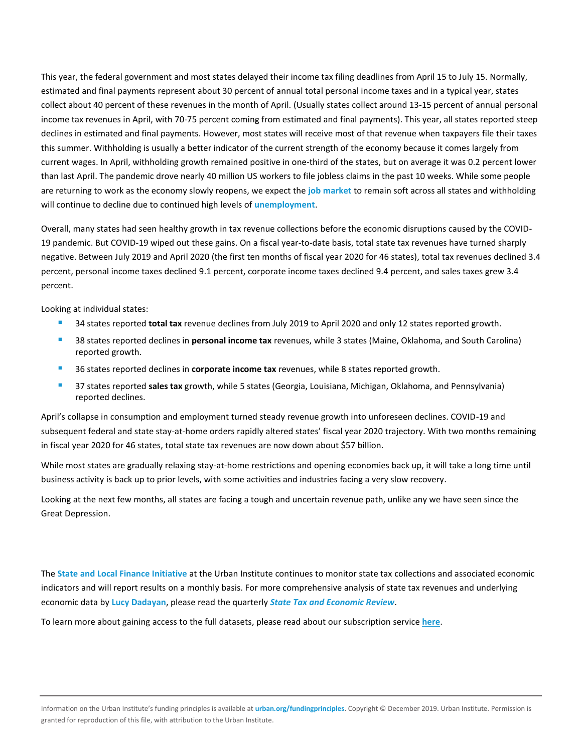This year, the federal government and most states delayed their income tax filing deadlines from April 15 to July 15. Normally, estimated and final payments represent about 30 percent of annual total personal income taxes and in a typical year, states collect about 40 percent of these revenues in the month of April. (Usually states collect around 13-15 percent of annual personal income tax revenues in April, with 70-75 percent coming from estimated and final payments). This year, all states reported steep declines in estimated and final payments. However, most states will receive most of that revenue when taxpayers file their taxes this summer. Withholding is usually a better indicator of the current strength of the economy because it comes largely from current wages. In April, withholding growth remained positive in one-third of the states, but on average it was 0.2 percent lower than last April. The pandemic drove nearly 40 million US workers to file jobless claims in the past 10 weeks. While some people are returning to work as the economy slowly reopens, we expect the **job market** to remain soft across all states and withholding will continue to decline due to continued high levels of **unemployment**.

Overall, many states had seen healthy growth in tax revenue collections before the economic disruptions caused by the COVID-19 pandemic. But COVID-19 wiped out these gains. On a fiscal year-to-date basis, total state tax revenues have turned sharply negative. Between July 2019 and April 2020 (the first ten months of fiscal year 2020 for 46 states), total tax revenues declined 3.4 percent, personal income taxes declined 9.1 percent, corporate income taxes declined 9.4 percent, and sales taxes grew 3.4 percent.

Looking at individual states:

- 34 states reported **total tax** revenue declines from July 2019 to April 2020 and only 12 states reported growth.
- 38 states reported declines in **personal income tax** revenues, while 3 states (Maine, Oklahoma, and South Carolina) reported growth.
- 36 states reported declines in **corporate income tax** revenues, while 8 states reported growth.
- 37 states reported **sales tax** growth, while 5 states (Georgia, Louisiana, Michigan, Oklahoma, and Pennsylvania) reported declines.

April's collapse in consumption and employment turned steady revenue growth into unforeseen declines. COVID-19 and subsequent federal and state stay-at-home orders rapidly altered states' fiscal year 2020 trajectory. With two months remaining in fiscal year 2020 for 46 states, total state tax revenues are now down about $57 billion.

While most states are gradually relaxing stay-at-home restrictions and opening economies back up, it will take a long time until business activity is back up to prior levels, with some activities and industries facing a very slow recovery.

Looking at the next few months, all states are facing a tough and uncertain revenue path, unlike any we have seen since the Great Depression.

The **State and Local Finance Initiative** at the Urban Institute continues to monitor state tax collections and associated economic indicators and will report results on a monthly basis. For more comprehensive analysis of state tax revenues and underlying economic data by **Lucy Dadayan**, please read the quarterly ***State Tax and Economic Review***.

To learn more about gaining access to the full datasets, please read about our subscription service **here**.

Information on the Urban Institute's funding principles is available at **urban.org/fundingprinciples**. Copyright © December 2019. Urban Institute. Permission is granted for reproduction of this file, with attribution to the Urban Institute.